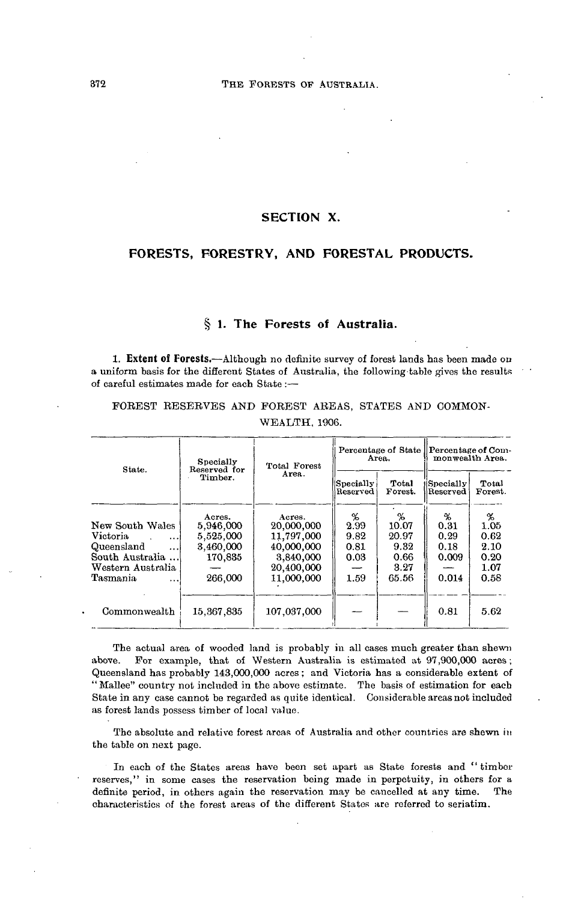# SECTION X.

## FORESTS, FORESTRY, AND FORESTAL PRODUCTS.

### § 1. The Forests of Australia.

1. **Extent of Forests.**—Although no definite survey of forest lands has been made on a uniform basis for the different States of Australia, the following table gives the results of careful estimates made for each State :—

FOREST RESERVES AND FOREST AREAS, STATES AND COMMONWEALTH, 1906.

| State. | Specially Reserved for Timber. | Total Forest Area. | Percentage of State Area. | | Percentage of Commonwealth Area. | |
|---|---|---|---|---|---|---|
| | | | Specially Reserved | Total Forest. | Specially Reserved | Total Forest. |
| | Acres. | Acres. | % | % | % | % |
| New South Wales | 5,946,000 | 20,000,000 | 2.99 | 10.07 | 0.31 | 1.05 |
| Victoria ... | 5,525,000 | 11,797,000 | 9.82 | 20.97 | 0.29 | 0.62 |
| Queensland ... | 3,460,000 | 40,000,000 | 0.81 | 9.32 | 0.18 | 2.10 |
| South Australia ... | 170,835 | 3,840,000 | 0.03 | 0.66 | 0.009 | 0.20 |
| Western Australia | — | 20,400,000 | — | 3.27 | — | 1.07 |
| Tasmania ... | 266,000 | 11,000,000 | 1.59 | 65.56 | 0.014 | 0.58 |
| Commonwealth | 15,367,835 | 107,037,000 | — | — | 0.81 | 5.62 |

The actual area of wooded land is probably in all cases much greater than shewn above. For example, that of Western Australia is estimated at 97,900,000 acres; Queensland has probably 143,000,000 acres; and Victoria has a considerable extent of "Mallee" country not included in the above estimate. The basis of estimation for each State in any case cannot be regarded as quite identical. Considerable areas not included as forest lands possess timber of local value.

The absolute and relative forest areas of Australia and other countries are shewn in the table on next page.

In each of the States areas have been set apart as State forests and "timber reserves," in some cases the reservation being made in perpetuity, in others for a definite period, in others again the reservation may be cancelled at any time. The characteristics of the forest areas of the different States are referred to seriatim.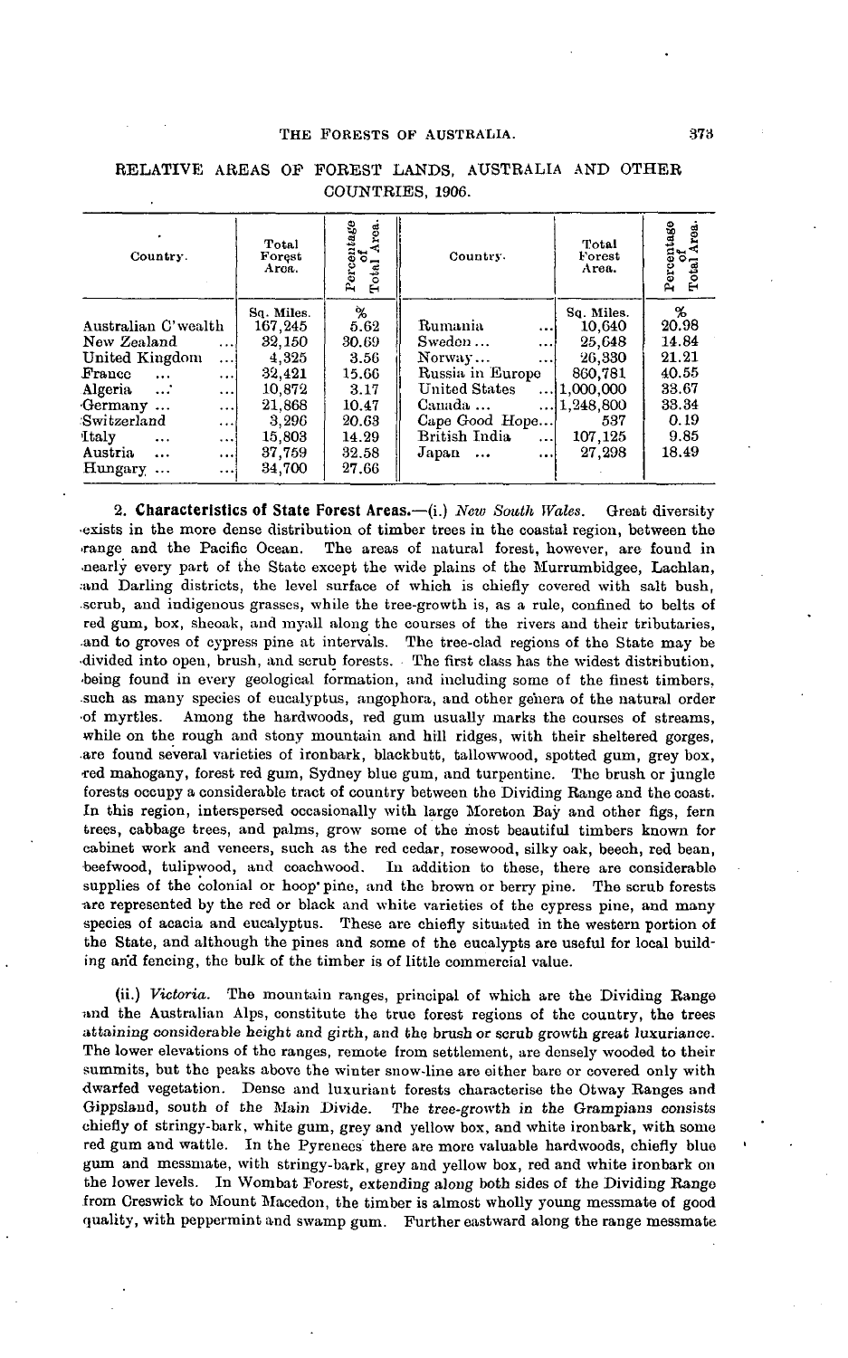RELATIVE AREAS OF FOREST LANDS, AUSTRALIA AND OTHER COUNTRIES, 1906.

| Country. | Total Forest Area. | Percentage of Total Area. | Country. | Total Forest Area. | Percentage of Total Area. |
|---|---|---|---|---|---|
| | Sq. Miles. | % | | Sq. Miles. | % |
| Australian C'wealth | 167,245 | 5.62 | Rumania ... | 10,640 | 20.98 |
| New Zealand ... | 32,150 | 30.69 | Sweden ... ... | 25,648 | 14.84 |
| United Kingdom ... | 4,325 | 3.56 | Norway... ... | 26,330 | 21.21 |
| France ... ... | 32,421 | 15.66 | Russia in Europe | 860,781 | 40.55 |
| Algeria ... ... | 10,872 | 3.17 | United States ... | 1,000,000 | 33.67 |
| Germany ... ... | 21,868 | 10.47 | Canada ... ... | 1,248,800 | 33.34 |
| Switzerland ... | 3,296 | 20.63 | Cape Good Hope... | 537 | 0.19 |
| Italy ... ... | 15,803 | 14.29 | British India ... | 107,125 | 9.85 |
| Austria ... ... | 37,759 | 32.58 | Japan ... ... | 27,298 | 18.49 |
| Hungary ... ... | 34,700 | 27.66 | | | |

2. **Characteristics of State Forest Areas.**—(i.) *New South Wales.* Great diversity exists in the more dense distribution of timber trees in the coastal region, between the range and the Pacific Ocean. The areas of natural forest, however, are found in nearly every part of the State except the wide plains of the Murrumbidgee, Lachlan, and Darling districts, the level surface of which is chiefly covered with salt bush, scrub, and indigenous grasses, while the tree-growth is, as a rule, confined to belts of red gum, box, sheoak, and myall along the courses of the rivers and their tributaries, and to groves of cypress pine at intervals. The tree-clad regions of the State may be divided into open, brush, and scrub forests. The first class has the widest distribution, being found in every geological formation, and including some of the finest timbers, such as many species of eucalyptus, angophora, and other genera of the natural order of myrtles. Among the hardwoods, red gum usually marks the courses of streams, while on the rough and stony mountain and hill ridges, with their sheltered gorges, are found several varieties of ironbark, blackbutt, tallowwood, spotted gum, grey box, red mahogany, forest red gum, Sydney blue gum, and turpentine. The brush or jungle forests occupy a considerable tract of country between the Dividing Range and the coast. In this region, interspersed occasionally with large Moreton Bay and other figs, fern trees, cabbage trees, and palms, grow some of the most beautiful timbers known for cabinet work and veneers, such as the red cedar, rosewood, silky oak, beech, red bean, beefwood, tulipwood, and coachwood. In addition to these, there are considerable supplies of the colonial or hoop pine, and the brown or berry pine. The scrub forests are represented by the red or black and white varieties of the cypress pine, and many species of acacia and eucalyptus. These are chiefly situated in the western portion of the State, and although the pines and some of the eucalypts are useful for local building and fencing, the bulk of the timber is of little commercial value.

(ii.) *Victoria.* The mountain ranges, principal of which are the Dividing Range and the Australian Alps, constitute the true forest regions of the country, the trees attaining considerable height and girth, and the brush or scrub growth great luxuriance. The lower elevations of the ranges, remote from settlement, are densely wooded to their summits, but the peaks above the winter snow-line are either bare or covered only with dwarfed vegetation. Dense and luxuriant forests characterise the Otway Ranges and Gippsland, south of the Main Divide. The tree-growth in the Grampians consists chiefly of stringy-bark, white gum, grey and yellow box, and white ironbark, with some red gum and wattle. In the Pyrenees there are more valuable hardwoods, chiefly blue gum and messmate, with stringy-bark, grey and yellow box, red and white ironbark on the lower levels. In Wombat Forest, extending along both sides of the Dividing Range from Creswick to Mount Macedon, the timber is almost wholly young messmate of good quality, with peppermint and swamp gum. Further eastward along the range messmate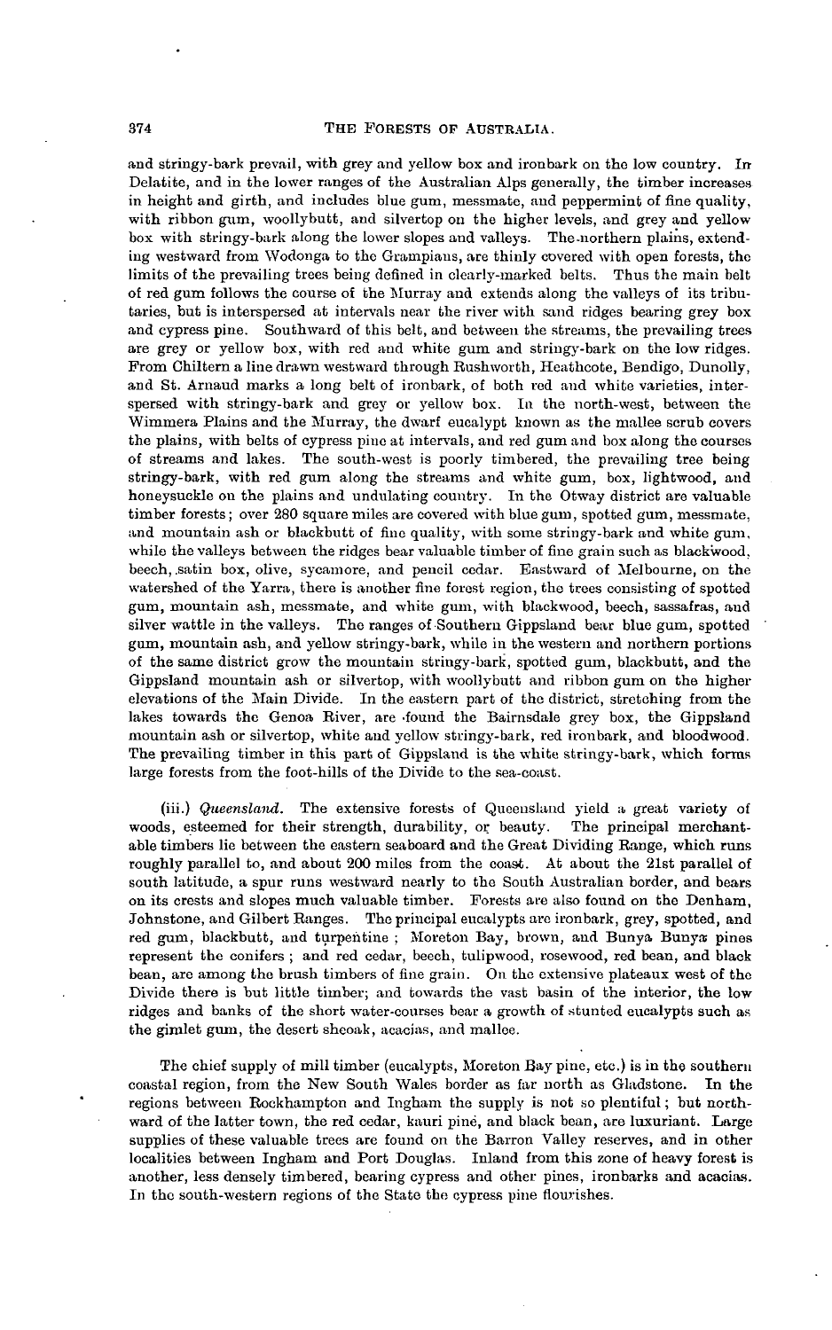and stringy-bark prevail, with grey and yellow box and ironbark on the low country. In Delatite, and in the lower ranges of the Australian Alps generally, the timber increases in height and girth, and includes blue gum, messmate, and peppermint of fine quality, with ribbon gum, woollybutt, and silvertop on the higher levels, and grey and yellow box with stringy-bark along the lower slopes and valleys. The northern plains, extending westward from Wodonga to the Grampians, are thinly covered with open forests, the limits of the prevailing trees being defined in clearly-marked belts. Thus the main belt of red gum follows the course of the Murray and extends along the valleys of its tributaries, but is interspersed at intervals near the river with sand ridges bearing grey box and cypress pine. Southward of this belt, and between the streams, the prevailing trees are grey or yellow box, with red and white gum and stringy-bark on the low ridges. From Chiltern a line drawn westward through Rushworth, Heathcote, Bendigo, Dunolly, and St. Arnaud marks a long belt of ironbark, of both red and white varieties, interspersed with stringy-bark and grey or yellow box. In the north-west, between the Wimmera Plains and the Murray, the dwarf eucalypt known as the mallee scrub covers the plains, with belts of cypress pine at intervals, and red gum and box along the courses of streams and lakes. The south-west is poorly timbered, the prevailing tree being stringy-bark, with red gum along the streams and white gum, box, lightwood, and honeysuckle on the plains and undulating country. In the Otway district are valuable timber forests; over 280 square miles are covered with blue gum, spotted gum, messmate, and mountain ash or blackbutt of fine quality, with some stringy-bark and white gum, while the valleys between the ridges bear valuable timber of fine grain such as blackwood, beech, satin box, olive, sycamore, and pencil cedar. Eastward of Melbourne, on the watershed of the Yarra, there is another fine forest region, the trees consisting of spotted gum, mountain ash, messmate, and white gum, with blackwood, beech, sassafras, and silver wattle in the valleys. The ranges of Southern Gippsland bear blue gum, spotted gum, mountain ash, and yellow stringy-bark, while in the western and northern portions of the same district grow the mountain stringy-bark, spotted gum, blackbutt, and the Gippsland mountain ash or silvertop, with woollybutt and ribbon gum on the higher elevations of the Main Divide. In the eastern part of the district, stretching from the lakes towards the Genoa River, are found the Bairnsdale grey box, the Gippsland mountain ash or silvertop, white and yellow stringy-bark, red ironbark, and bloodwood. The prevailing timber in this part of Gippsland is the white stringy-bark, which forms large forests from the foot-hills of the Divide to the sea-coast.

(iii.) *Queensland*. The extensive forests of Queensland yield a great variety of woods, esteemed for their strength, durability, or beauty. The principal merchantable timbers lie between the eastern seaboard and the Great Dividing Range, which runs roughly parallel to, and about 200 miles from the coast. At about the 21st parallel of south latitude, a spur runs westward nearly to the South Australian border, and bears on its crests and slopes much valuable timber. Forests are also found on the Denham, Johnstone, and Gilbert Ranges. The principal eucalypts are ironbark, grey, spotted, and red gum, blackbutt, and turpentine; Moreton Bay, brown, and Bunya Bunya pines represent the conifers; and red cedar, beech, tulipwood, rosewood, red bean, and black bean, are among the brush timbers of fine grain. On the extensive plateaux west of the Divide there is but little timber; and towards the vast basin of the interior, the low ridges and banks of the short water-courses bear a growth of stunted eucalypts such as the gimlet gum, the desert sheoak, acacias, and mallee.

The chief supply of mill timber (eucalypts, Moreton Bay pine, etc.) is in the southern coastal region, from the New South Wales border as far north as Gladstone. In the regions between Rockhampton and Ingham the supply is not so plentiful; but northward of the latter town, the red cedar, kauri pine, and black bean, are luxuriant. Large supplies of these valuable trees are found on the Barron Valley reserves, and in other localities between Ingham and Port Douglas. Inland from this zone of heavy forest is another, less densely timbered, bearing cypress and other pines, ironbarks and acacias. In the south-western regions of the State the cypress pine flourishes.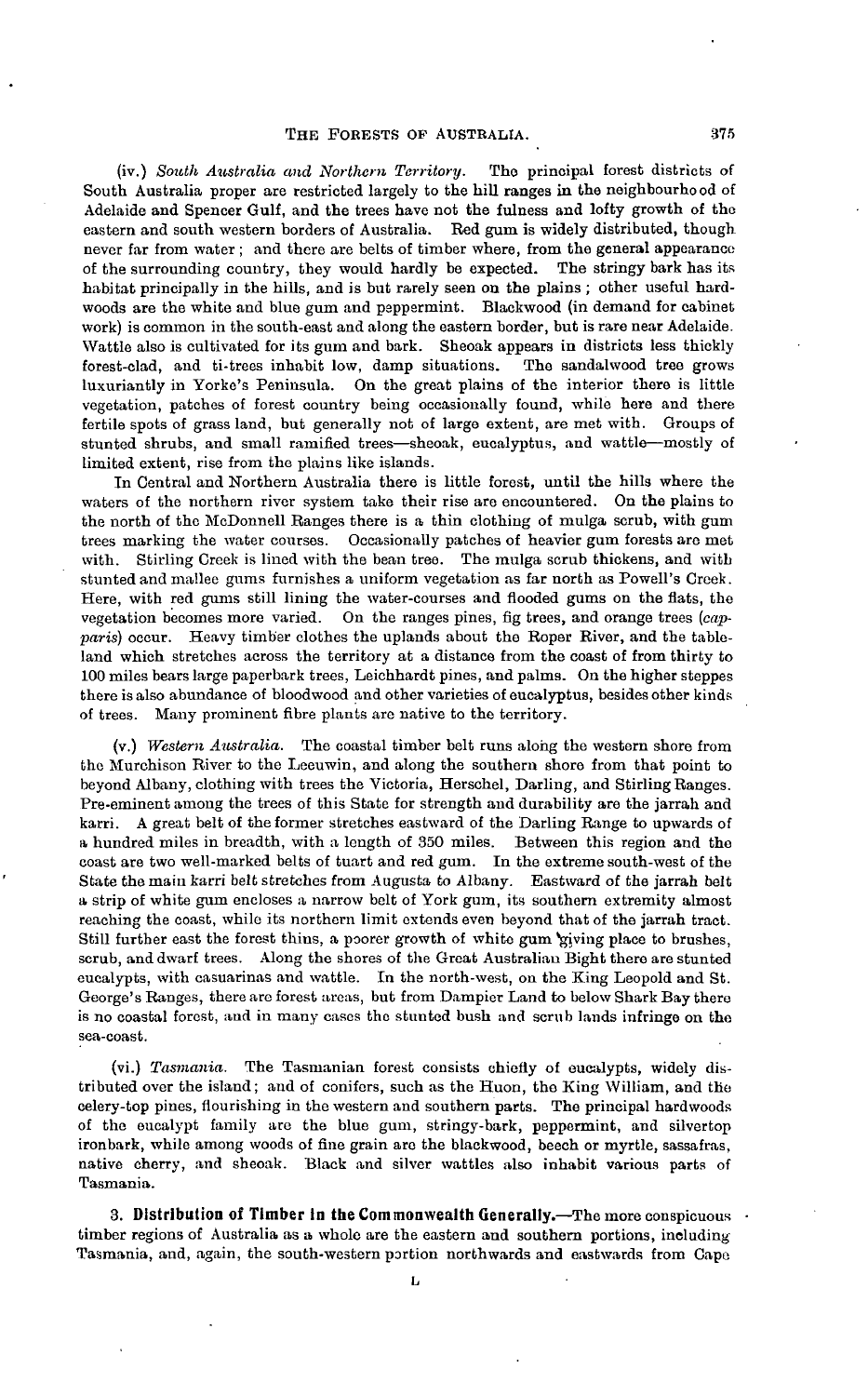(iv.) *South Australia and Northern Territory.* The principal forest districts of South Australia proper are restricted largely to the hill ranges in the neighbourhood of Adelaide and Spencer Gulf, and the trees have not the fulness and lofty growth of the eastern and south western borders of Australia. Red gum is widely distributed, though never far from water; and there are belts of timber where, from the general appearance of the surrounding country, they would hardly be expected. The stringy bark has its habitat principally in the hills, and is but rarely seen on the plains; other useful hardwoods are the white and blue gum and peppermint. Blackwood (in demand for cabinet work) is common in the south-east and along the eastern border, but is rare near Adelaide. Wattle also is cultivated for its gum and bark. Sheoak appears in districts less thickly forest-clad, and ti-trees inhabit low, damp situations. The sandalwood tree grows luxuriantly in Yorke's Peninsula. On the great plains of the interior there is little vegetation, patches of forest country being occasionally found, while here and there fertile spots of grass land, but generally not of large extent, are met with. Groups of stunted shrubs, and small ramified trees—sheoak, eucalyptus, and wattle—mostly of limited extent, rise from the plains like islands.

In Central and Northern Australia there is little forest, until the hills where the waters of the northern river system take their rise are encountered. On the plains to the north of the McDonnell Ranges there is a thin clothing of mulga scrub, with gum trees marking the water courses. Occasionally patches of heavier gum forests are met with. Stirling Creek is lined with the bean tree. The mulga scrub thickens, and with stunted and mallee gums furnishes a uniform vegetation as far north as Powell's Creek. Here, with red gums still lining the water-courses and flooded gums on the flats, the vegetation becomes more varied. On the ranges pines, fig trees, and orange trees (*capparis*) occur. Heavy timber clothes the uplands about the Roper River, and the tableland which stretches across the territory at a distance from the coast of from thirty to 100 miles bears large paperbark trees, Leichhardt pines, and palms. On the higher steppes there is also abundance of bloodwood and other varieties of eucalyptus, besides other kinds of trees. Many prominent fibre plants are native to the territory.

(v.) *Western Australia.* The coastal timber belt runs along the western shore from the Murchison River to the Leeuwin, and along the southern shore from that point to beyond Albany, clothing with trees the Victoria, Herschel, Darling, and Stirling Ranges. Pre-eminent among the trees of this State for strength and durability are the jarrah and karri. A great belt of the former stretches eastward of the Darling Range to upwards of a hundred miles in breadth, with a length of 350 miles. Between this region and the coast are two well-marked belts of tuart and red gum. In the extreme south-west of the State the main karri belt stretches from Augusta to Albany. Eastward of the jarrah belt a strip of white gum encloses a narrow belt of York gum, its southern extremity almost reaching the coast, while its northern limit extends even beyond that of the jarrah tract. Still further east the forest thins, a poorer growth of white gum giving place to brushes, scrub, and dwarf trees. Along the shores of the Great Australian Bight there are stunted eucalypts, with casuarinas and wattle. In the north-west, on the King Leopold and St. George's Ranges, there are forest areas, but from Dampier Land to below Shark Bay there is no coastal forest, and in many cases the stunted bush and scrub lands infringe on the sea-coast.

(vi.) *Tasmania.* The Tasmanian forest consists chiefly of eucalypts, widely distributed over the island; and of conifers, such as the Huon, the King William, and the celery-top pines, flourishing in the western and southern parts. The principal hardwoods of the eucalypt family are the blue gum, stringy-bark, peppermint, and silvertop ironbark, while among woods of fine grain are the blackwood, beech or myrtle, sassafras, native cherry, and sheoak. Black and silver wattles also inhabit various parts of Tasmania.

**3. Distribution of Timber in the Commonwealth Generally.**—The more conspicuous timber regions of Australia as a whole are the eastern and southern portions, including Tasmania, and, again, the south-western portion northwards and eastwards from Cape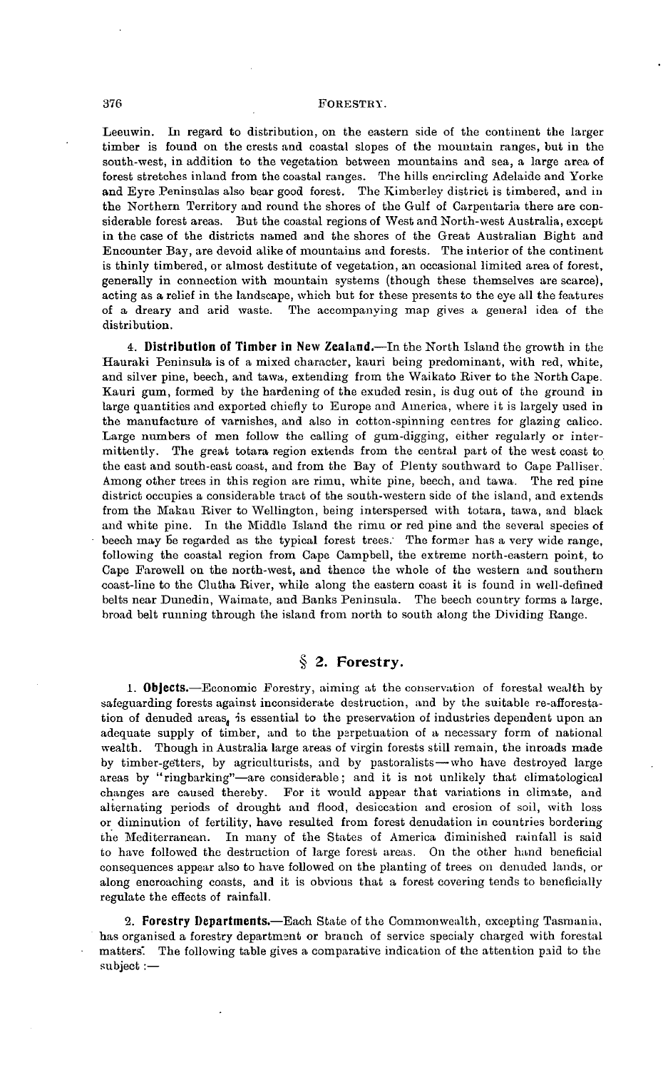Leeuwin. In regard to distribution, on the eastern side of the continent the larger timber is found on the crests and coastal slopes of the mountain ranges, but in the south-west, in addition to the vegetation between mountains and sea, a large area of forest stretches inland from the coastal ranges. The hills encircling Adelaide and Yorke and Eyre Peninsulas also bear good forest. The Kimberley district is timbered, and in the Northern Territory and round the shores of the Gulf of Carpentaria there are considerable forest areas. But the coastal regions of West and North-west Australia, except in the case of the districts named and the shores of the Great Australian Bight and Encounter Bay, are devoid alike of mountains and forests. The interior of the continent is thinly timbered, or almost destitute of vegetation, an occasional limited area of forest, generally in connection with mountain systems (though these themselves are scarce), acting as a relief in the landscape, which but for these presents to the eye all the features of a dreary and arid waste. The accompanying map gives a general idea of the distribution.

4. **Distribution of Timber in New Zealand.**—In the North Island the growth in the Hauraki Peninsula is of a mixed character, kauri being predominant, with red, white, and silver pine, beech, and tawa, extending from the Waikato River to the North Cape. Kauri gum, formed by the hardening of the exuded resin, is dug out of the ground in large quantities and exported chiefly to Europe and America, where it is largely used in the manufacture of varnishes, and also in cotton-spinning centres for glazing calico. Large numbers of men follow the calling of gum-digging, either regularly or intermittently. The great totara region extends from the central part of the west coast to the east and south-east coast, and from the Bay of Plenty southward to Cape Palliser. Among other trees in this region are rimu, white pine, beech, and tawa. The red pine district occupies a considerable tract of the south-western side of the island, and extends from the Makau River to Wellington, being interspersed with totara, tawa, and black and white pine. In the Middle Island the rimu or red pine and the several species of beech may be regarded as the typical forest trees. The former has a very wide range, following the coastal region from Cape Campbell, the extreme north-eastern point, to Cape Farewell on the north-west, and thence the whole of the western and southern coast-line to the Clutha River, while along the eastern coast it is found in well-defined belts near Dunedin, Waimate, and Banks Peninsula. The beech country forms a large, broad belt running through the island from north to south along the Dividing Range.

## § 2. Forestry.

1. **Objects.**—Economic Forestry, aiming at the conservation of forestal wealth by safeguarding forests against inconsiderate destruction, and by the suitable re-afforestation of denuded areas, is essential to the preservation of industries dependent upon an adequate supply of timber, and to the perpetuation of a necessary form of national wealth. Though in Australia large areas of virgin forests still remain, the inroads made by timber-getters, by agriculturists, and by pastoralists—who have destroyed large areas by "ringbarking"—are considerable; and it is not unlikely that climatological changes are caused thereby. For it would appear that variations in climate, and alternating periods of drought and flood, desiccation and erosion of soil, with loss or diminution of fertility, have resulted from forest denudation in countries bordering the Mediterranean. In many of the States of America diminished rainfall is said to have followed the destruction of large forest areas. On the other hand beneficial consequences appear also to have followed on the planting of trees on denuded lands, or along encroaching coasts, and it is obvious that a forest covering tends to beneficially regulate the effects of rainfall.

2. **Forestry Departments.**—Each State of the Commonwealth, excepting Tasmania, has organised a forestry department or branch of service specialy charged with forestal matters. The following table gives a comparative indication of the attention paid to the subject :—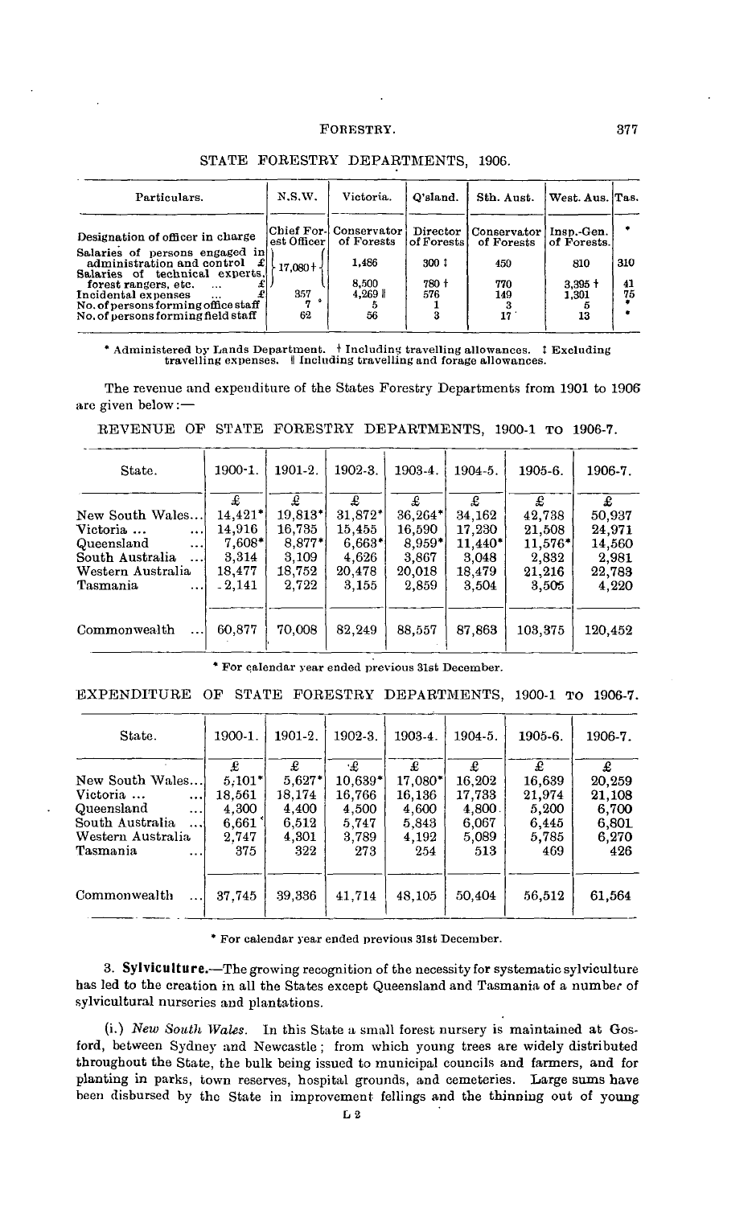## STATE FORESTRY DEPARTMENTS, 1906.

| Particulars. | N.S.W. | Victoria. | Q'sland. | Sth. Aust. | West. Aus. | Tas. |
|---|---|---|---|---|---|---|
| Designation of officer in charge | Chief Forest Officer | Conservator of Forests | Director of Forests | Conservator of Forests | Insp.-Gen. of Forests. | * |
| Salaries of persons engaged in administration and control £ | 17,080 † | 1,486 | 300 ‡ | 450 | 810 | 310 |
| Salaries of technical experts, forest rangers, etc. ... £ | | 8,500 | 780 † | 770 | 3,395 † | 41 |
| Incidental expenses ... £ | 357 | 4,269 ‖ | 576 | 149 | 1,301 | 75 |
| No. of persons forming office staff | 7 | 5 | 1 | 3 | 5 | * |
| No. of persons forming field staff | 62 | 56 | 3 | 17 | 13 | * |

\* Administered by Lands Department. † Including travelling allowances. ‡ Excluding travelling expenses. ‖ Including travelling and forage allowances.

The revenue and expenditure of the States Forestry Departments from 1901 to 1906 are given below:—

## REVENUE OF STATE FORESTRY DEPARTMENTS, 1900-1 TO 1906-7.

| State. | 1900-1. | 1901-2. | 1902-3. | 1903-4. | 1904-5. | 1905-6. | 1906-7. |
|---|---|---|---|---|---|---|---|
| | £ | £ | £ | £ | £ | £ | £ |
| New South Wales... | 14,421* | 19,813* | 31,872* | 36,264* | 34,162 | 42,738 | 50,937 |
| Victoria ... ... | 14,916 | 16,735 | 15,455 | 16,590 | 17,230 | 21,508 | 24,971 |
| Queensland ... | 7,608* | 8,877* | 6,663* | 8,959* | 11,440* | 11,576* | 14,560 |
| South Australia ... | 3,314 | 3,109 | 4,626 | 3,867 | 3,048 | 2,832 | 2,981 |
| Western Australia | 18,477 | 18,752 | 20,478 | 20,018 | 18,479 | 21,216 | 22,783 |
| Tasmania ... | 2,141 | 2,722 | 3,155 | 2,859 | 3,504 | 3,505 | 4,220 |
| Commonwealth ... | 60,877 | 70,008 | 82,249 | 88,557 | 87,863 | 103,375 | 120,452 |

\* For calendar year ended previous 31st December.

## EXPENDITURE OF STATE FORESTRY DEPARTMENTS, 1900-1 TO 1906-7.

| State. | 1900-1. | 1901-2. | 1902-3. | 1903-4. | 1904-5. | 1905-6. | 1906-7. |
|---|---|---|---|---|---|---|---|
| | £ | £ | £ | £ | £ | £ | £ |
| New South Wales... | 5,101* | 5,627* | 10,639* | 17,080* | 16,202 | 16,639 | 20,259 |
| Victoria ... ... | 18,561 | 18,174 | 16,766 | 16,136 | 17,733 | 21,974 | 21,108 |
| Queensland ... | 4,300 | 4,400 | 4,500 | 4,600 | 4,800 | 5,200 | 6,700 |
| South Australia ... | 6,661 | 6,512 | 5,747 | 5,843 | 6,067 | 6,445 | 6,801 |
| Western Australia | 2,747 | 4,301 | 3,789 | 4,192 | 5,089 | 5,785 | 6,270 |
| Tasmania ... | 375 | 322 | 273 | 254 | 513 | 469 | 426 |
| Commonwealth ... | 37,745 | 39,336 | 41,714 | 48,105 | 50,404 | 56,512 | 61,564 |

\* For calendar year ended previous 31st December.

3. **Sylviculture.**—The growing recognition of the necessity for systematic sylviculture has led to the creation in all the States except Queensland and Tasmania of a number of sylvicultural nurseries and plantations.

(i.) *New South Wales.* In this State a small forest nursery is maintained at Gosford, between Sydney and Newcastle; from which young trees are widely distributed throughout the State, the bulk being issued to municipal councils and farmers, and for planting in parks, town reserves, hospital grounds, and cemeteries. Large sums have been disbursed by the State in improvement fellings and the thinning out of young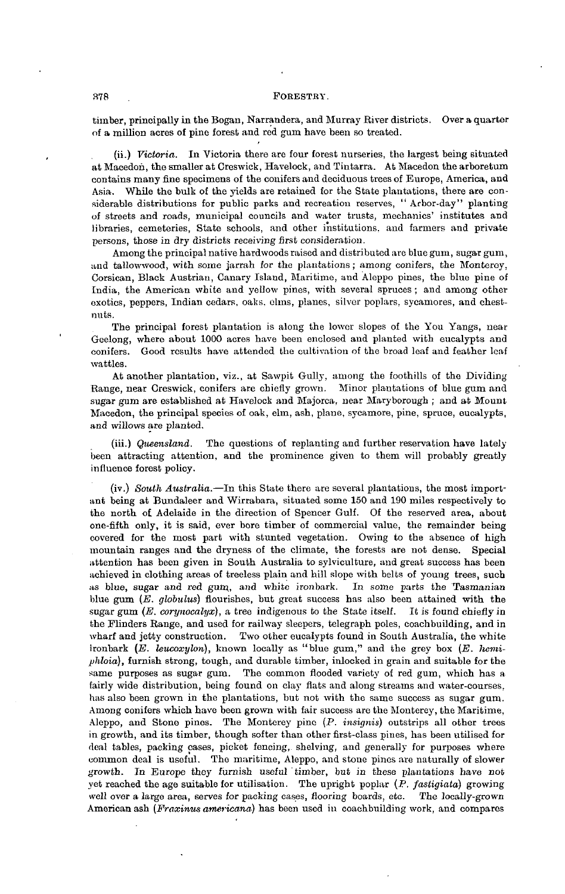timber, principally in the Bogan, Narrandera, and Murray River districts. Over a quarter of a million acres of pine forest and red gum have been so treated.

(ii.) *Victoria.* In Victoria there are four forest nurseries, the largest being situated at Macedon, the smaller at Creswick, Havelock, and Tintarra. At Macedon the arboretum contains many fine specimens of the conifers and deciduous trees of Europe, America, and Asia. While the bulk of the yields are retained for the State plantations, there are considerable distributions for public parks and recreation reserves, "Arbor-day" planting of streets and roads, municipal councils and water trusts, mechanics' institutes and libraries, cemeteries, State schools, and other institutions. and farmers and private persons, those in dry districts receiving first consideration.

Among the principal native hardwoods raised and distributed are blue gum, sugar gum, and tallowwood, with some jarrah for the plantations; among conifers, the Monterey, Corsican, Black Austrian, Canary Island, Maritime, and Aleppo pines, the blue pine of India, the American white and yellow pines, with several spruces; and among other exotics, peppers, Indian cedars, oaks, elms, planes, silver poplars, sycamores, and chestnuts.

The principal forest plantation is along the lower slopes of the You Yangs, near Geelong, where about 1000 acres have been enclosed and planted with eucalypts and conifers. Good results have attended the cultivation of the broad leaf and feather leaf wattles.

At another plantation, viz., at Sawpit Gully, among the foothills of the Dividing Range, near Creswick, conifers are chiefly grown. Minor plantations of blue gum and sugar gum are established at Havelock and Majorca, near Maryborough; and at Mount Macedon, the principal species of oak, elm, ash, plane, sycamore, pine, spruce, eucalypts, and willows are planted.

(iii.) *Queensland.* The questions of replanting and further reservation have lately been attracting attention, and the prominence given to them will probably greatly influence forest policy.

(iv.) *South Australia.*—In this State there are several plantations, the most important being at Bundaleer and Wirrabara, situated some 150 and 190 miles respectively to the north of Adelaide in the direction of Spencer Gulf. Of the reserved area, about one-fifth only, it is said, ever bore timber of commercial value, the remainder being covered for the most part with stunted vegetation. Owing to the absence of high mountain ranges and the dryness of the climate, the forests are not dense. Special attention has been given in South Australia to sylviculture, and great success has been achieved in clothing areas of treeless plain and hill slope with belts of young trees, such as blue, sugar and red gum, and white ironbark. In some parts the Tasmanian blue gum (*E. globulus*) flourishes, but great success has also been attained with the sugar gum (*E. corynocalyx*), a tree indigenous to the State itself. It is found chiefly in the Flinders Range, and used for railway sleepers, telegraph poles, coachbuilding, and in wharf and jetty construction. Two other eucalypts found in South Australia, the white ironbark (*E. leucoxylon*), known locally as "blue gum," and the grey box (*E. hemiphloia*), furnish strong, tough, and durable timber, inlocked in grain and suitable for the same purposes as sugar gum. The common flooded variety of red gum, which has a fairly wide distribution, being found on clay flats and along streams and water-courses, has also been grown in the plantations, but not with the same success as sugar gum. Among conifers which have been grown with fair success are the Monterey, the Maritime, Aleppo, and Stone pines. The Monterey pine (*P. insignis*) outstrips all other trees in growth, and its timber, though softer than other first-class pines, has been utilised for deal tables, packing cases, picket fencing, shelving, and generally for purposes where common deal is useful. The maritime, Aleppo, and stone pines are naturally of slower growth. In Europe they furnish useful timber, but in these plantations have not yet reached the age suitable for utilisation. The upright poplar (*P. fastigiata*) growing well over a large area, serves for packing cases, flooring boards, etc. The locally-grown American ash (*Fraxinus americana*) has been used in coachbuilding work, and compares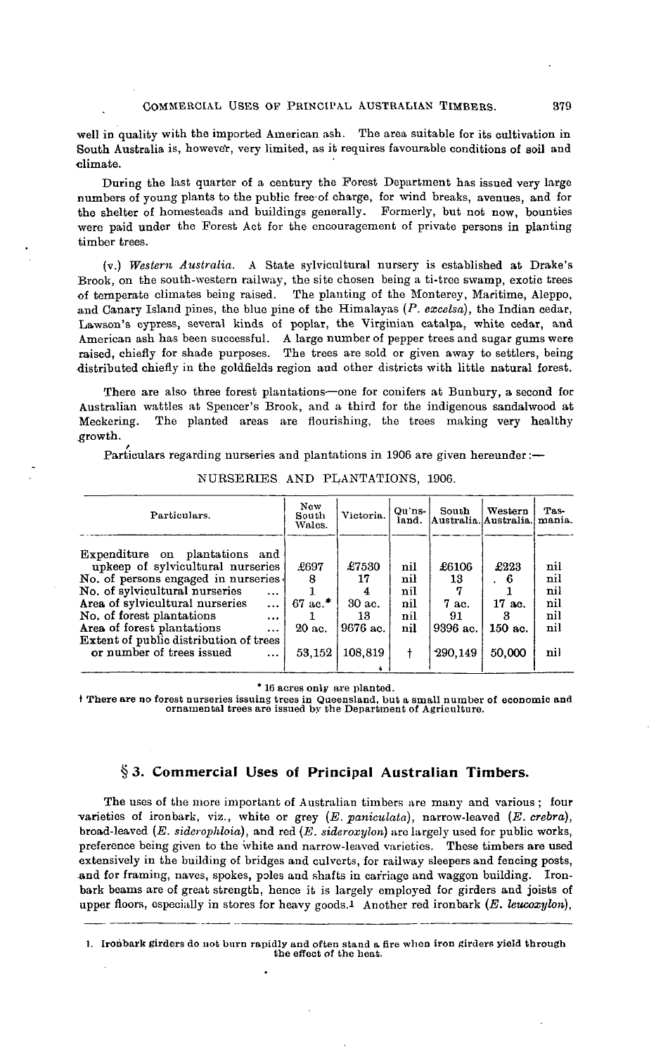well in quality with the imported American ash. The area suitable for its cultivation in South Australia is, however, very limited, as it requires favourable conditions of soil and climate.

During the last quarter of a century the Forest Department has issued very large numbers of young plants to the public free of charge, for wind breaks, avenues, and for the shelter of homesteads and buildings generally. Formerly, but not now, bounties were paid under the Forest Act for the encouragement of private persons in planting timber trees.

(v.) *Western Australia.* A State sylvicultural nursery is established at Drake's Brook, on the south-western railway, the site chosen being a ti-tree swamp, exotic trees of temperate climates being raised. The planting of the Monterey, Maritime, Aleppo, and Canary Island pines, the blue pine of the Himalayas (*P. excelsa*), the Indian cedar, Lawson's cypress, several kinds of poplar, the Virginian catalpa, white cedar, and American ash has been successful. A large number of pepper trees and sugar gums were raised, chiefly for shade purposes. The trees are sold or given away to settlers, being distributed chiefly in the goldfields region and other districts with little natural forest.

There are also three forest plantations—one for conifers at Bunbury, a second for Australian wattles at Spencer's Brook, and a third for the indigenous sandalwood at Meckering. The planted areas are flourishing, the trees making very healthy growth.

Particulars regarding nurseries and plantations in 1906 are given hereunder:—

NURSERIES AND PLANTATIONS, 1906.

| Particulars. | New South Wales. | Victoria. | Qu'nsland. | South Australia. | Western Australia. | Tasmania. |
|---|---|---|---|---|---|---|
| Expenditure on plantations and upkeep of sylvicultural nurseries | £697 | £7530 | nil | £6106 | £223 | nil |
| No. of persons engaged in nurseries | 8 | 17 | nil | 13 | 6 | nil |
| No. of sylvicultural nurseries ... | 1 | 4 | nil | 7 | 1 | nil |
| Area of sylvicultural nurseries ... | 67 ac.* | 30 ac. | nil | 7 ac. | 17 ac. | nil |
| No. of forest plantations ... | 1 | 13 | nil | 91 | 3 | nil |
| Area of forest plantations ... | 20 ac. | 9676 ac. | nil | 9396 ac. | 150 ac. | nil |
| Extent of public distribution of trees or number of trees issued ... | 53,152 | 108,819 | † | 290,149 | 50,000 | nil |

\* 16 acres only are planted.

† There are no forest nurseries issuing trees in Queensland, but a small number of economic and ornamental trees are issued by the Department of Agriculture.

## § 3. Commercial Uses of Principal Australian Timbers.

The uses of the more important of Australian timbers are many and various; four varieties of ironbark, viz., white or grey (*E. paniculata*), narrow-leaved (*E. crebra*), broad-leaved (*E. siderophloia*), and red (*E. sideroxylon*) are largely used for public works, preference being given to the white and narrow-leaved varieties. These timbers are used extensively in the building of bridges and culverts, for railway sleepers and fencing posts, and for framing, naves, spokes, poles and shafts in carriage and waggon building. Ironbark beams are of great strength, hence it is largely employed for girders and joists of upper floors, especially in stores for heavy goods.[1] Another red ironbark (*E. leucoxylon*),

1. Ironbark girders do not burn rapidly and often stand a fire when iron girders yield through the effect of the heat.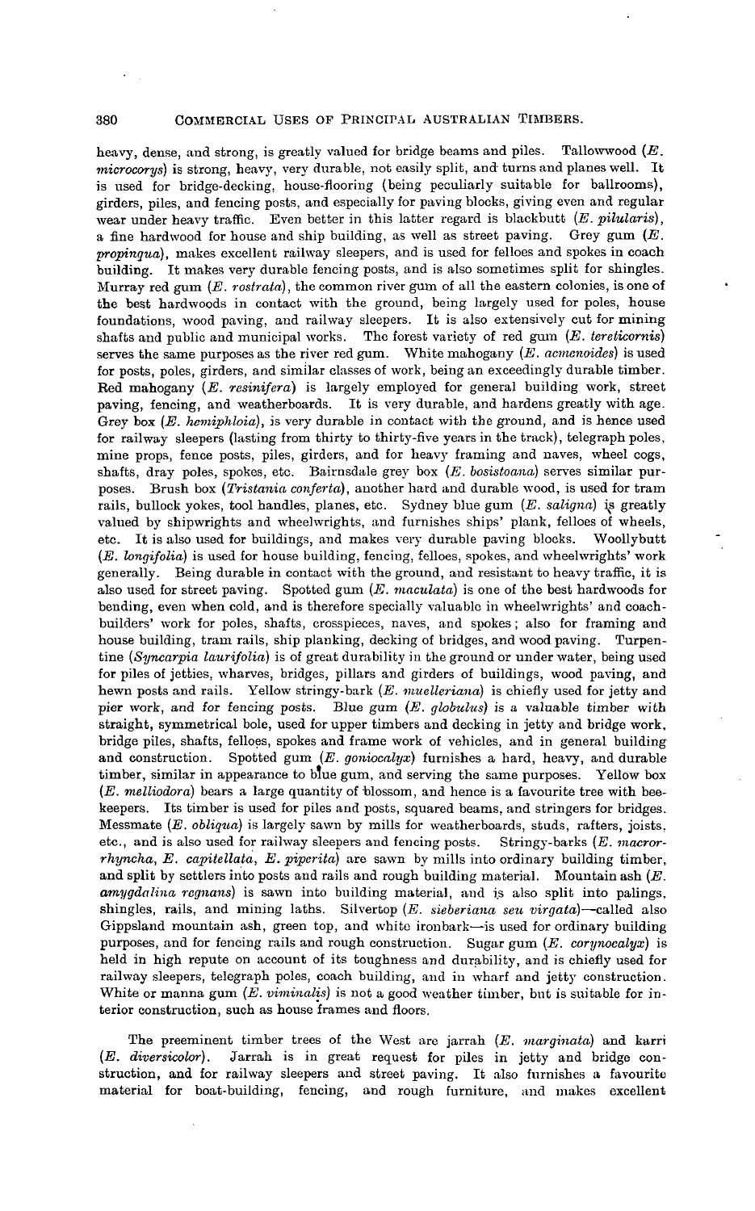heavy, dense, and strong, is greatly valued for bridge beams and piles. Tallowwood (*E. microcorys*) is strong, heavy, very durable, not easily split, and turns and planes well. It is used for bridge-decking, house-flooring (being peculiarly suitable for ballrooms), girders, piles, and fencing posts, and especially for paving blocks, giving even and regular wear under heavy traffic. Even better in this latter regard is blackbutt (*E. pilularis*), a fine hardwood for house and ship building, as well as street paving. Grey gum (*E. propinqua*), makes excellent railway sleepers, and is used for felloes and spokes in coach building. It makes very durable fencing posts, and is also sometimes split for shingles. Murray red gum (*E. rostrata*), the common river gum of all the eastern colonies, is one of the best hardwoods in contact with the ground, being largely used for poles, house foundations, wood paving, and railway sleepers. It is also extensively cut for mining shafts and public and municipal works. The forest variety of red gum (*E. tereticornis*) serves the same purposes as the river red gum. White mahogany (*E. acmenoides*) is used for posts, poles, girders, and similar classes of work, being an exceedingly durable timber. Red mahogany (*E. resinifera*) is largely employed for general building work, street paving, fencing, and weatherboards. It is very durable, and hardens greatly with age. Grey box (*E. hemiphloia*), is very durable in contact with the ground, and is hence used for railway sleepers (lasting from thirty to thirty-five years in the track), telegraph poles, mine props, fence posts, piles, girders, and for heavy framing and naves, wheel cogs, shafts, dray poles, spokes, etc. Bairnsdale grey box (*E. bosistoana*) serves similar purposes. Brush box (*Tristania conferta*), another hard and durable wood, is used for tram rails, bullock yokes, tool handles, planes, etc. Sydney blue gum (*E. saligna*) is greatly valued by shipwrights and wheelwrights, and furnishes ships' plank, felloes of wheels, etc. It is also used for buildings, and makes very durable paving blocks. Woollybutt (*E. longifolia*) is used for house building, fencing, felloes, spokes, and wheelwrights' work generally. Being durable in contact with the ground, and resistant to heavy traffic, it is also used for street paving. Spotted gum (*E. maculata*) is one of the best hardwoods for bending, even when cold, and is therefore specially valuable in wheelwrights' and coach-builders' work for poles, shafts, crosspieces, naves, and spokes; also for framing and house building, tram rails, ship planking, decking of bridges, and wood paving. Turpentine (*Syncarpia laurifolia*) is of great durability in the ground or under water, being used for piles of jetties, wharves, bridges, pillars and girders of buildings, wood paving, and hewn posts and rails. Yellow stringy-bark (*E. muelleriana*) is chiefly used for jetty and pier work, and for fencing posts. Blue gum (*E. globulus*) is a valuable timber with straight, symmetrical bole, used for upper timbers and decking in jetty and bridge work, bridge piles, shafts, felloes, spokes and frame work of vehicles, and in general building and construction. Spotted gum (*E. goniocalyx*) furnishes a hard, heavy, and durable timber, similar in appearance to blue gum, and serving the same purposes. Yellow box (*E. melliodora*) bears a large quantity of blossom, and hence is a favourite tree with bee-keepers. Its timber is used for piles and posts, squared beams, and stringers for bridges. Messmate (*E. obliqua*) is largely sawn by mills for weatherboards, studs, rafters, joists, etc., and is also used for railway sleepers and fencing posts. Stringy-barks (*E. macrorhyncha*, *E. capitellata*, *E. piperita*) are sawn by mills into ordinary building timber, and split by settlers into posts and rails and rough building material. Mountain ash (*E. amygdalina regnans*) is sawn into building material, and is also split into palings, shingles, rails, and mining laths. Silvertop (*E. sieberiana seu virgata*)—called also Gippsland mountain ash, green top, and white ironbark—is used for ordinary building purposes, and for fencing rails and rough construction. Sugar gum (*E. corynocalyx*) is held in high repute on account of its toughness and durability, and is chiefly used for railway sleepers, telegraph poles, coach building, and in wharf and jetty construction. White or manna gum (*E. viminalis*) is not a good weather timber, but is suitable for interior construction, such as house frames and floors.

The preeminent timber trees of the West are jarrah (*E. marginata*) and karri (*E. diversicolor*). Jarrah is in great request for piles in jetty and bridge construction, and for railway sleepers and street paving. It also furnishes a favourite material for boat-building, fencing, and rough furniture, and makes excellent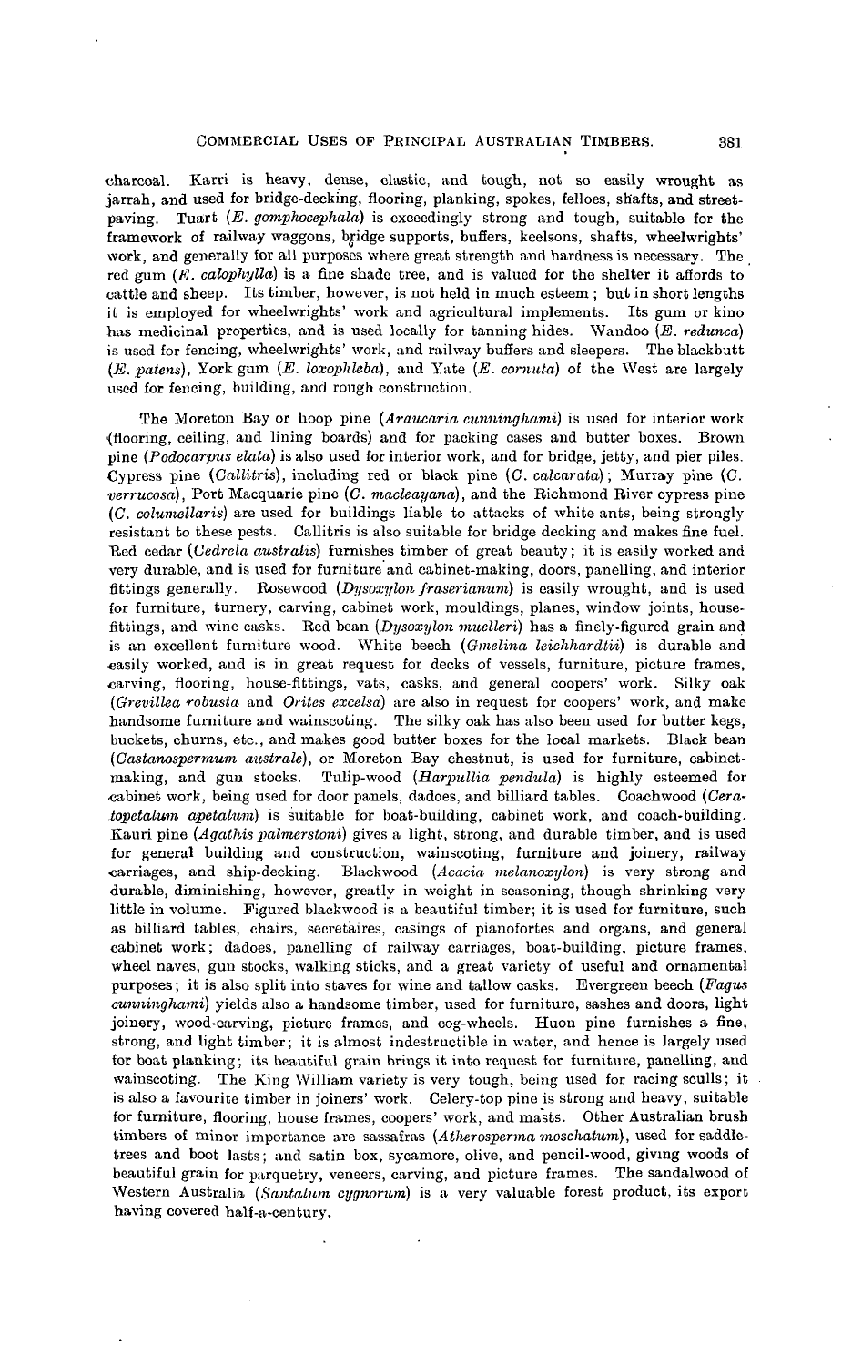charcoal. Karri is heavy, dense, elastic, and tough, not so easily wrought as jarrah, and used for bridge-decking, flooring, planking, spokes, felloes, shafts, and street-paving. Tuart (*E. gomphocephala*) is exceedingly strong and tough, suitable for the framework of railway waggons, bridge supports, buffers, keelsons, shafts, wheelwrights' work, and generally for all purposes where great strength and hardness is necessary. The red gum (*E. calophylla*) is a fine shade tree, and is valued for the shelter it affords to cattle and sheep. Its timber, however, is not held in much esteem; but in short lengths it is employed for wheelwrights' work and agricultural implements. Its gum or kino has medicinal properties, and is used locally for tanning hides. Wandoo (*E. redunca*) is used for fencing, wheelwrights' work, and railway buffers and sleepers. The blackbutt (*E. patens*), York gum (*E. loxophleba*), and Yate (*E. cornuta*) of the West are largely used for fencing, building, and rough construction.

The Moreton Bay or hoop pine (*Araucaria cunninghami*) is used for interior work (flooring, ceiling, and lining boards) and for packing cases and butter boxes. Brown pine (*Podocarpus elata*) is also used for interior work, and for bridge, jetty, and pier piles. Cypress pine (*Callitris*), including red or black pine (*C. calcarata*); Murray pine (*C. verrucosa*), Port Macquarie pine (*C. macleayana*), and the Richmond River cypress pine (*C. columellaris*) are used for buildings liable to attacks of white ants, being strongly resistant to these pests. Callitris is also suitable for bridge decking and makes fine fuel. Red cedar (*Cedrela australis*) furnishes timber of great beauty; it is easily worked and very durable, and is used for furniture and cabinet-making, doors, panelling, and interior fittings generally. Rosewood (*Dysoxylon fraserianum*) is easily wrought, and is used for furniture, turnery, carving, cabinet work, mouldings, planes, window joints, house-fittings, and wine casks. Red bean (*Dysoxylon muelleri*) has a finely-figured grain and is an excellent furniture wood. White beech (*Gmelina leichhardtii*) is durable and easily worked, and is in great request for decks of vessels, furniture, picture frames, carving, flooring, house-fittings, vats, casks, and general coopers' work. Silky oak (*Grevillea robusta* and *Orites excelsa*) are also in request for coopers' work, and make handsome furniture and wainscoting. The silky oak has also been used for butter kegs, buckets, churns, etc., and makes good butter boxes for the local markets. Black bean (*Castanospermum australe*), or Moreton Bay chestnut, is used for furniture, cabinet-making, and gun stocks. Tulip-wood (*Harpullia pendula*) is highly esteemed for cabinet work, being used for door panels, dadoes, and billiard tables. Coachwood (*Ceratopetalum apetalum*) is suitable for boat-building, cabinet work, and coach-building. Kauri pine (*Agathis palmerstoni*) gives a light, strong, and durable timber, and is used for general building and construction, wainscoting, furniture and joinery, railway carriages, and ship-decking. Blackwood (*Acacia melanoxylon*) is very strong and durable, diminishing, however, greatly in weight in seasoning, though shrinking very little in volume. Figured blackwood is a beautiful timber; it is used for furniture, such as billiard tables, chairs, secretaires, casings of pianofortes and organs, and general cabinet work; dadoes, panelling of railway carriages, boat-building, picture frames, wheel naves, gun stocks, walking sticks, and a great variety of useful and ornamental purposes; it is also split into staves for wine and tallow casks. Evergreen beech (*Fagus cunninghami*) yields also a handsome timber, used for furniture, sashes and doors, light joinery, wood-carving, picture frames, and cog-wheels. Huon pine furnishes a fine, strong, and light timber; it is almost indestructible in water, and hence is largely used for boat planking; its beautiful grain brings it into request for furniture, panelling, and wainscoting. The King William variety is very tough, being used for racing sculls; it is also a favourite timber in joiners' work. Celery-top pine is strong and heavy, suitable for furniture, flooring, house frames, coopers' work, and masts. Other Australian brush timbers of minor importance are sassafras (*Atherosperma moschatum*), used for saddle-trees and boot lasts; and satin box, sycamore, olive, and pencil-wood, giving woods of beautiful grain for parquetry, veneers, carving, and picture frames. The sandalwood of Western Australia (*Santalum cygnorum*) is a very valuable forest product, its export having covered half-a-century.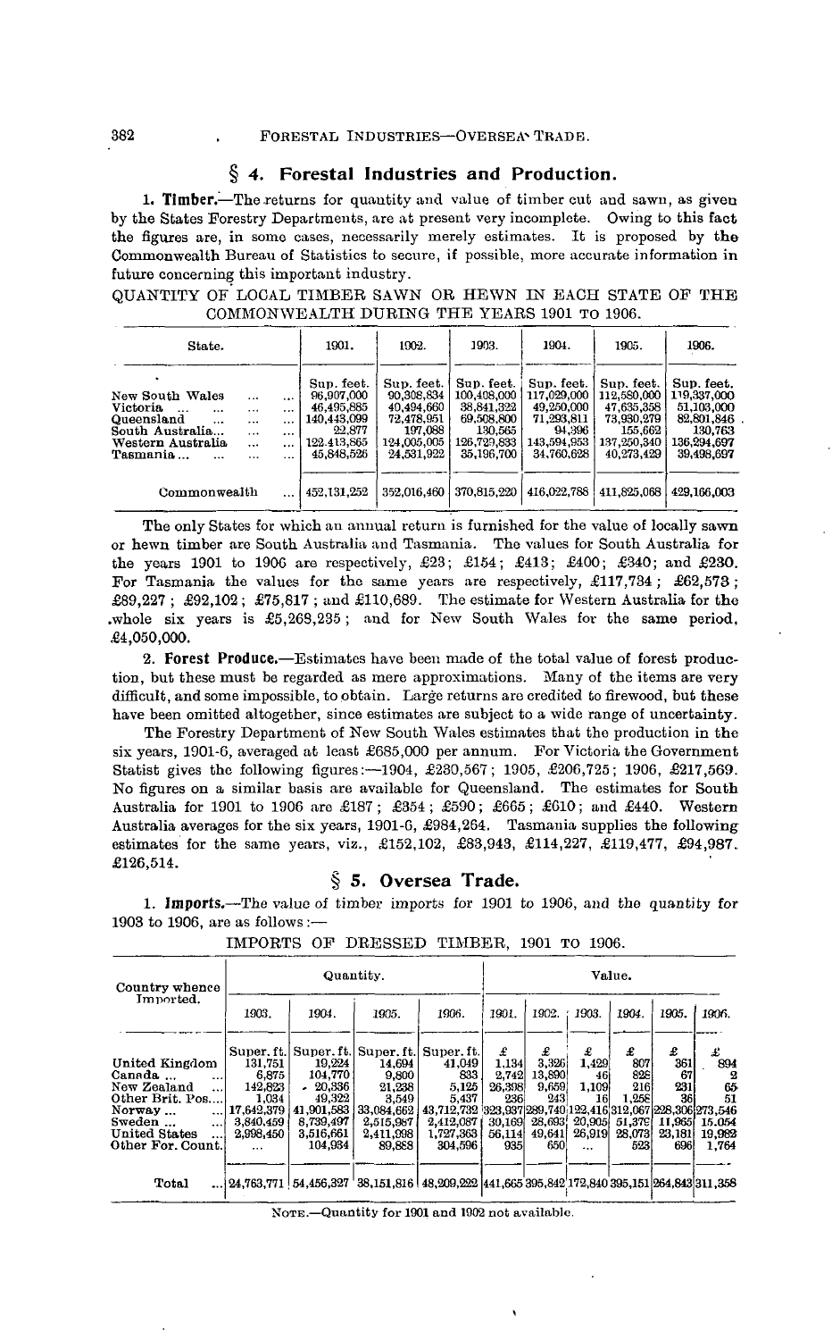## § 4. Forestal Industries and Production.

**1. Timber.**—The returns for quantity and value of timber cut and sawn, as given by the States Forestry Departments, are at present very incomplete. Owing to this fact the figures are, in some cases, necessarily merely estimates. It is proposed by the Commonwealth Bureau of Statistics to secure, if possible, more accurate information in future concerning this important industry.

QUANTITY OF LOCAL TIMBER SAWN OR HEWN IN EACH STATE OF THE COMMONWEALTH DURING THE YEARS 1901 TO 1906.

| State. | 1901. | 1902. | 1903. | 1904. | 1905. | 1906. |
|---|---|---|---|---|---|---|
| | Sup. feet. | Sup. feet. | Sup. feet. | Sup. feet. | Sup. feet. | Sup. feet. |
| New South Wales ... ... | 96,907,000 | 90,308,834 | 100,408,000 | 117,029,000 | 112,580,000 | 119,337,000 |
| Victoria ... ... ... | 46,495,885 | 40,494,660 | 38,841,322 | 49,250,000 | 47,635,358 | 51,103,000 |
| Queensland ... ... ... | 140,443,099 | 72,478,951 | 69,508,800 | 71,293,811 | 73,930,279 | 82,801,846 |
| South Australia... ... ... | 22,877 | 197,088 | 130,565 | 94,396 | 155,662 | 130,763 |
| Western Australia ... ... | 122,413,865 | 124,005,005 | 126,729,833 | 143,594,953 | 137,250,340 | 136,294,697 |
| Tasmania... ... ... ... | 45,848,526 | 24,531,922 | 35,196,700 | 34,760,628 | 40,273,429 | 39,498,697 |
| Commonwealth ... | 452,131,252 | 352,016,460 | 370,815,220 | 416,022,788 | 411,825,068 | 429,166,003 |

The only States for which an annual return is furnished for the value of locally sawn or hewn timber are South Australia and Tasmania. The values for South Australia for the years 1901 to 1906 are respectively, £23; £154; £413; £400; £340; and £230. For Tasmania the values for the same years are respectively, £117,734; £62,573; £89,227; £92,102; £75,817; and £110,689. The estimate for Western Australia for the whole six years is £5,268,235; and for New South Wales for the same period, £4,050,000.

**2. Forest Produce.**—Estimates have been made of the total value of forest production, but these must be regarded as mere approximations. Many of the items are very difficult, and some impossible, to obtain. Large returns are credited to firewood, but these have been omitted altogether, since estimates are subject to a wide range of uncertainty.

The Forestry Department of New South Wales estimates that the production in the six years, 1901-6, averaged at least £685,000 per annum. For Victoria the Government Statist gives the following figures:—1904, £230,567; 1905, £206,725; 1906, £217,569. No figures on a similar basis are available for Queensland. The estimates for South Australia for 1901 to 1906 are £187; £354; £590; £665; £610; and £440. Western Australia averages for the six years, 1901-6, £984,264. Tasmania supplies the following estimates for the same years, viz., £152,102, £83,943, £114,227, £119,477, £94,987, £126,514.

## § 5. Oversea Trade.

**1. Imports.**—The value of timber imports for 1901 to 1906, and the quantity for 1903 to 1906, are as follows:—

IMPORTS OF DRESSED TIMBER, 1901 TO 1906.

| Country whence Imported. | Quantity. | | | | Value. | | | | | |
|---|---|---|---|---|---|---|---|---|---|---|
| | 1903. | 1904. | 1905. | 1906. | 1901. | 1902. | 1903. | 1904. | 1905. | 1906. |
| | Super. ft. | Super. ft. | Super. ft. | Super. ft. | £ | £ | £ | £ | £ | £ |
| United Kingdom | 131,751 | 19,224 | 14,694 | 41,049 | 1,134 | 3,326 | 1,429 | 807 | 361 | 894 |
| Canada ... ... | 6,875 | 104,770 | 9,800 | 833 | 2,742 | 13,890 | 46 | 826 | 67 | 2 |
| New Zealand ... | 142,823 | 20,336 | 21,238 | 5,125 | 26,308 | 9,659 | 1,109 | 216 | 231 | 65 |
| Other Brit. Pos.... | 1,034 | 49,322 | 3,549 | 5,437 | 236 | 243 | 16 | 1,258 | 36 | 51 |
| Norway ... ... | 17,642,379 | 41,901,583 | 33,084,662 | 43,712,732 | 323,937 | 289,740 | 122,416 | 312,067 | 228,306 | 273,546 |
| Sweden ... ... | 3,840,459 | 8,739,497 | 2,515,987 | 2,412,087 | 30,169 | 28,693 | 20,905 | 51,379 | 11,965 | 15,054 |
| United States ... | 2,998,450 | 3,516,661 | 2,411,998 | 1,727,363 | 56,114 | 49,641 | 26,919 | 28,073 | 23,181 | 19,982 |
| Other For. Count. | ... | 104,934 | 89,888 | 304,596 | 935 | 650 | ... | 523 | 696 | 1,764 |
| Total ... | 24,763,771 | 54,456,327 | 38,151,816 | 48,209,222 | 441,665 | 395,842 | 172,840 | 395,151 | 264,843 | 311,358 |

NOTE.—Quantity for 1901 and 1902 not available.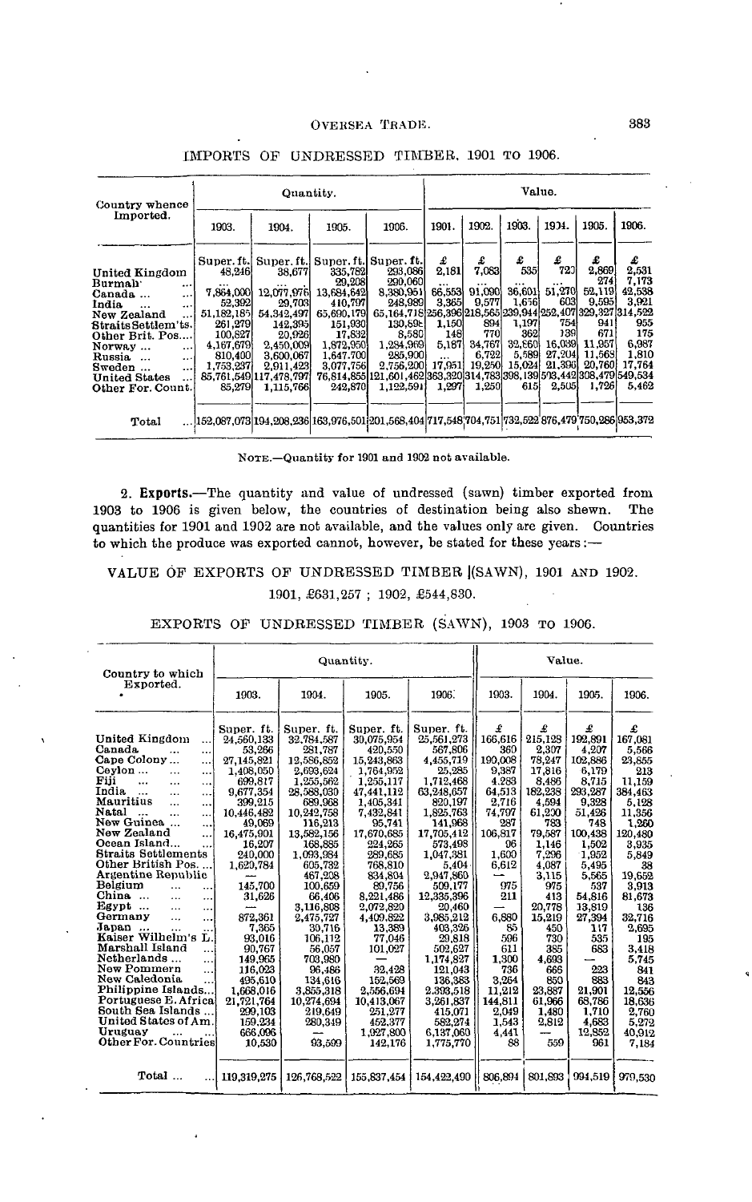IMPORTS OF UNDRESSED TIMBER, 1901 TO 1906.

| Country whence Imported. | Quantity. | | | | Value. | | | | | |
|---|---|---|---|---|---|---|---|---|---|---|
| | 1903. | 1904. | 1905. | 1906. | 1901. | 1902. | 1903. | 1904. | 1905. | 1906. |
| | Super. ft. | Super. ft. | Super. ft. | Super. ft. | £ | £ | £ | £ | £ | £ |
| United Kingdom | 48,246 | 38,677 | 335,782 | 293,086 | 2,181 | 7,083 | 535 | 720 | 2,869 | 2,531 |
| Burmah ... | ... | ... | 29,208 | 290,060 | ... | ... | ... | ... | 274 | 7,173 |
| Canada ... ... | 7,864,000 | 12,077,976 | 13,684,642 | 8,380,951 | 66,553 | 91,090 | 36,601 | 51,270 | 52,119 | 42,538 |
| India ... ... | 52,392 | 29,703 | 410,797 | 248,989 | 3,365 | 9,577 | 1,656 | 603 | 9,595 | 3,921 |
| New Zealand ... | 51,182,185 | 54,342,497 | 65,690,179 | 65,164,718 | 256,396 | 218,565 | 239,944 | 252,407 | 329,327 | 314,522 |
| Straits Settlem'ts. | 261,279 | 142,395 | 151,930 | 130,59c | 1,150 | 894 | 1,197 | 754 | 941 | 955 |
| Other Brit. Pos.... | 100,827 | 20,926 | 17,832 | 8,580 | 148 | 770 | 362 | 139 | 671 | 175 |
| Norway ... ... | 4,167,679 | 2,450,009 | 1,872,950 | 1,284,969 | 5,187 | 34,767 | 32,860 | 16,039 | 11,957 | 6,987 |
| Russia ... ... | 810,400 | 3,600,067 | 1,647,700 | 285,900 | ... | 6,722 | 5,589 | 27,204 | 11,563 | 1,810 |
| Sweden ... ... | 1,753,237 | 2,911,423 | 3,077,756 | 2,756,200 | 17,951 | 19,250 | 15,024 | 21,396 | 20,760 | 17,764 |
| United States ... | 85,761,549 | 117,478,797 | 76,814,855 | 121,601,462 | 363,320 | 314,783 | 398,139 | 503,442 | 308,479 | 549,534 |
| Other For. Count. | 85,279 | 1,115,766 | 242,870 | 1,122,591 | 1,297 | 1,250 | 615 | 2,505 | 1,726 | 5,462 |
| Total ... | 152,087,073 | 194,208,236 | 163,976,501 | 201,568,404 | 717,548 | 704,751 | 732,522 | 876,479 | 750,286 | 953,372 |

NOTE.—Quantity for 1901 and 1902 not available.

2. **Exports.**—The quantity and value of undressed (sawn) timber exported from 1903 to 1906 is given below, the countries of destination being also shewn. The quantities for 1901 and 1902 are not available, and the values only are given. Countries to which the produce was exported cannot, however, be stated for these years:—

VALUE OF EXPORTS OF UNDRESSED TIMBER (SAWN), 1901 AND 1902.

1901, £631,257 ; 1902, £544,830.

EXPORTS OF UNDRESSED TIMBER (SAWN), 1903 TO 1906.

| Country to which Exported. | Quantity. | | | | Value. | | | |
|---|---|---|---|---|---|---|---|---|
| | 1903. | 1904. | 1905. | 1906. | 1903. | 1904. | 1905. | 1906. |
| | Super. ft. | Super. ft. | Super. ft. | Super. ft. | £ | £ | £ | £ |
| United Kingdom ... | 24,560,133 | 32,764,587 | 30,075,954 | 25,561,273 | 166,616 | 215,128 | 192,891 | 167,081 |
| Canada ... ... | 53,266 | 281,787 | 420,550 | 567,806 | 360 | 2,307 | 4,207 | 5,566 |
| Cape Colony ... ... | 27,145,821 | 12,586,852 | 15,243,863 | 4,455,719 | 190,008 | 78,247 | 102,886 | 23,855 |
| Ceylon ... ... ... | 1,408,050 | 2,693,624 | 1,764,952 | 25,285 | 9,387 | 17,816 | 6,179 | 213 |
| Fiji ... ... ... | 699,817 | 1,255,562 | 1,255,117 | 1,712,468 | 4,283 | 8,486 | 8,715 | 11,159 |
| India ... ... ... | 9,677,354 | 28,588,030 | 47,441,112 | 63,248,657 | 64,513 | 182,238 | 293,287 | 384,463 |
| Mauritius ... ... | 399,215 | 689,968 | 1,405,341 | 820,197 | 2,716 | 4,594 | 9,328 | 5,128 |
| Natal ... ... ... | 10,446,482 | 10,242,758 | 7,432,841 | 1,825,763 | 74,797 | 61,200 | 51,426 | 11,356 |
| New Guinea ... ... | 49,069 | 116,213 | 95,741 | 141,968 | 287 | 783 | 748 | 1,260 |
| New Zealand ... | 16,475,901 | 13,582,156 | 17,670,685 | 17,705,412 | 106,817 | 79,587 | 100,438 | 120,480 |
| Ocean Island... ... | 16,207 | 168,885 | 224,265 | 573,498 | 96 | 1,146 | 1,502 | 3,935 |
| Straits Settlements | 240,000 | 1,093,984 | 289,685 | 1,047,381 | 1,600 | 7,296 | 1,952 | 5,849 |
| Other British Pos. ... | 1,620,784 | 605,732 | 768,810 | 5,404 | 6,612 | 4,087 | 5,495 | 38 |
| Argentine Republic | — | 467,208 | 834,804 | 2,947,860 | — | 3,115 | 5,565 | 19,652 |
| Belgium ... ... | 145,700 | 100,659 | 89,756 | 500,177 | 975 | 975 | 537 | 3,913 |
| China ... ... ... | 31,626 | 66,406 | 8,221,486 | 12,335,396 | 211 | 413 | 54,816 | 81,673 |
| Egypt ... ... ... | — | 3,116,808 | 2,072,820 | 20,460 | — | 20,778 | 13,819 | 136 |
| Germany ... ... | 872,361 | 2,475,727 | 4,409,822 | 3,985,212 | 6,880 | 15,219 | 27,394 | 32,716 |
| Japan ... ... ... | 7,365 | 30,716 | 13,389 | 403,326 | 85 | 450 | 117 | 2,695 |
| Kaiser Wilhelm's L. | 93,016 | 106,112 | 77,046 | 29,818 | 596 | 730 | 535 | 195 |
| Marshall Island ... | 90,767 | 56,057 | 101,027 | 502,627 | 611 | 385 | 683 | 3,418 |
| Netherlands ... ... | 149,965 | 703,980 | — | 1,174,827 | 1,300 | 4,693 | — | 5,745 |
| New Pommern ... | 116,023 | 96,486 | 32,428 | 121,043 | 736 | 666 | 223 | 841 |
| New Caledonia ... | 495,610 | 134,616 | 152,569 | 136,383 | 3,264 | 850 | 883 | 843 |
| Philippine Islands... | 1,668,016 | 3,855,318 | 2,556,694 | 2,393,518 | 11,212 | 23,887 | 21,901 | 12,556 |
| Portuguese E. Africa | 21,721,764 | 10,274,694 | 10,413,067 | 3,261,837 | 144,811 | 61,966 | 68,786 | 18,636 |
| South Sea Islands ... | 299,103 | 219,649 | 251,277 | 415,071 | 2,049 | 1,480 | 1,710 | 2,760 |
| United States of Am. | 159,234 | 280,349 | 452,377 | 582,274 | 1,543 | 2,812 | 4,683 | 5,272 |
| Uruguay ... ... | 666,096 | — | 1,927,800 | 6,137,060 | 4,441 | — | 12,852 | 40,912 |
| Other For. Countries | 10,530 | 93,599 | 142,176 | 1,775,770 | 88 | 559 | 961 | 7,184 |
| Total ... ... | 119,319,275 | 126,768,522 | 155,837,454 | 154,422,490 | 806,894 | 801,893 | 994,519 | 979,530 |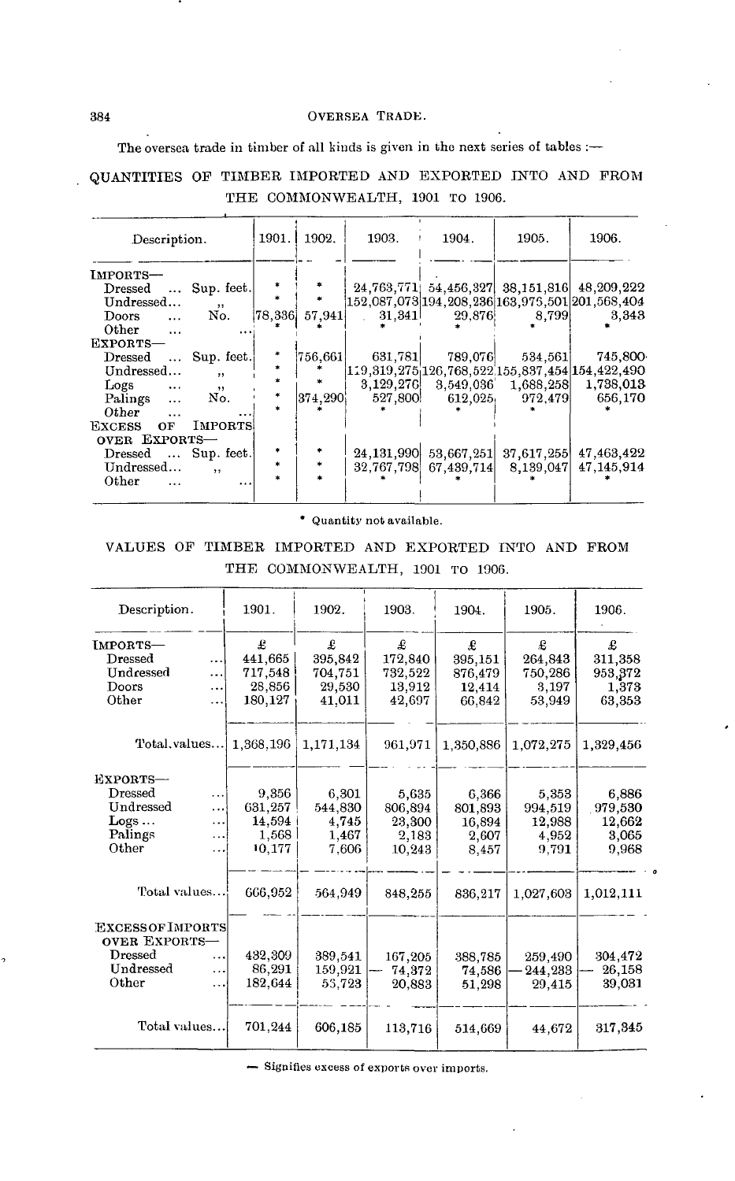The oversea trade in timber of all kinds is given in the next series of tables :—

## QUANTITIES OF TIMBER IMPORTED AND EXPORTED INTO AND FROM THE COMMONWEALTH, 1901 TO 1906.

| Description. | | 1901. | 1902. | 1903. | 1904. | 1905. | 1906. |
|---|---|---|---|---|---|---|---|
| IMPORTS— | | | | | | | |
| Dressed ... | Sup. feet. | * | * | 24,763,771 | 54,456,327 | 38,151,816 | 48,209,222 |
| Undressed... | ,, | * | * | 152,087,073 | 194,208,236 | 163,975,501 | 201,568,404 |
| Doors ... | No. | 78,336 | 57,941 | 31,341 | 29,876 | 8,799 | 3,343 |
| Other ... | ... | * | * | * | * | * | * |
| EXPORTS— | | | | | | | |
| Dressed ... | Sup. feet. | * | 756,661 | 631,781 | 789,076 | 534,561 | 745,800 |
| Undressed... | ,, | * | * | 119,319,275 | 126,768,522 | 155,837,454 | 154,422,490 |
| Logs ... | ,, | * | * | 3,129,276 | 3,549,036 | 1,688,258 | 1,738,013 |
| Palings ... | No. | * | 374,290 | 527,800 | 612,025 | 972,479 | 656,170 |
| Other ... | ... | * | * | * | * | * | * |
| EXCESS OF IMPORTS OVER EXPORTS— | | | | | | | |
| Dressed ... | Sup. feet. | * | * | 24,131,990 | 53,667,251 | 37,617,255 | 47,463,422 |
| Undressed... | ,, | * | * | 32,767,798 | 67,439,714 | 8,139,047 | 47,145,914 |
| Other ... | ... | * | * | * | * | * | * |

\* Quantity not available.

## VALUES OF TIMBER IMPORTED AND EXPORTED INTO AND FROM THE COMMONWEALTH, 1901 TO 1906.

| Description. | 1901. | 1902. | 1903. | 1904. | 1905. | 1906. |
|---|---|---|---|---|---|---|
| IMPORTS— | £ | £ | £ | £ | £ | £ |
| Dressed ... | 441,665 | 395,842 | 172,840 | 395,151 | 264,843 | 311,358 |
| Undressed ... | 717,548 | 704,751 | 732,522 | 876,479 | 750,286 | 953,372 |
| Doors ... | 28,856 | 29,530 | 13,912 | 12,414 | 3,197 | 1,373 |
| Other ... | 180,127 | 41,011 | 42,697 | 66,842 | 53,949 | 63,353 |
| Total values... | 1,368,196 | 1,171,134 | 961,971 | 1,350,886 | 1,072,275 | 1,329,456 |
| EXPORTS— | | | | | | |
| Dressed ... | 9,356 | 6,301 | 5,635 | 6,366 | 5,353 | 6,886 |
| Undressed ... | 631,257 | 544,830 | 806,894 | 801,893 | 994,519 | 979,530 |
| Logs ... ... | 14,594 | 4,745 | 23,300 | 16,894 | 12,988 | 12,662 |
| Palings ... | 1,568 | 1,467 | 2,183 | 2,607 | 4,952 | 3,065 |
| Other ... | 10,177 | 7,606 | 10,243 | 8,457 | 9,791 | 9,968 |
| Total values... | 666,952 | 564,949 | 848,255 | 836,217 | 1,027,603 | 1,012,111 |
| EXCESS OF IMPORTS OVER EXPORTS— | | | | | | |
| Dressed ... | 432,309 | 389,541 | 167,205 | 388,785 | 259,490 | 304,472 |
| Undressed ... | 86,291 | 159,921 | — 74,372 | 74,586 | — 244,233 | — 26,158 |
| Other ... | 182,644 | 56,723 | 20,883 | 51,298 | 29,415 | 39,031 |
| Total values... | 701,244 | 606,185 | 113,716 | 514,669 | 44,672 | 317,345 |

— Signifies excess of exports over imports.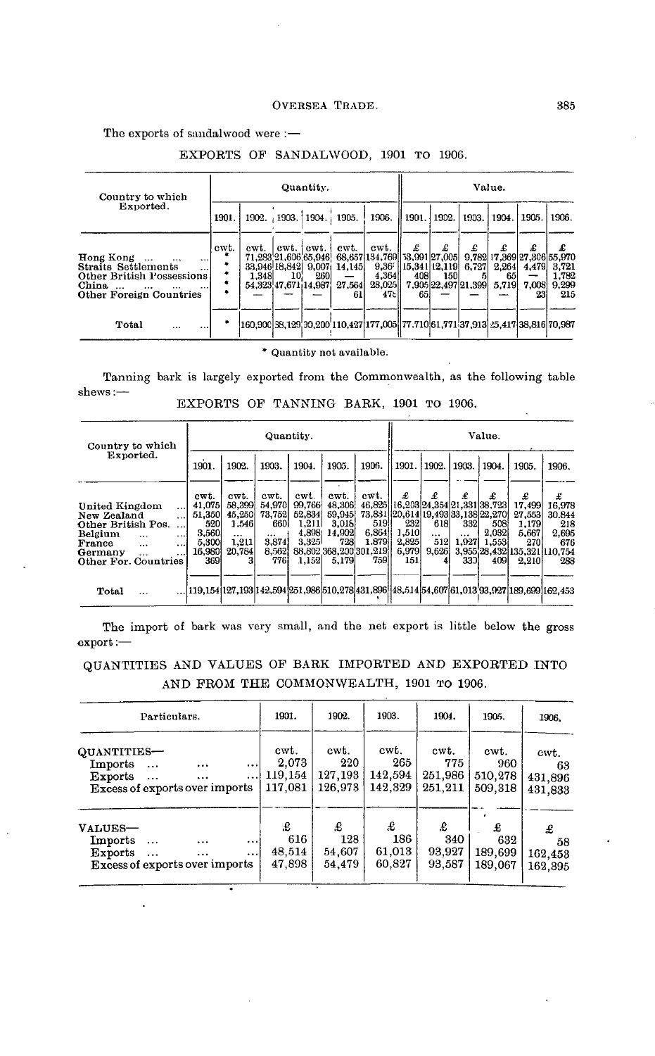The exports of sandalwood were :—

EXPORTS OF SANDALWOOD, 1901 TO 1906.

| Country to which Exported. | Quantity. | | | | | | Value. | | | | | |
|---|---|---|---|---|---|---|---|---|---|---|---|---|
| | 1901. | 1902. | 1903. | 1904. | 1905. | 1906. | 1901. | 1902. | 1903. | 1904. | 1905. | 1906. |
| | cwt. | cwt. | cwt. | cwt. | cwt. | cwt. | £ | £ | £ | £ | £ | £ |
| Hong Kong ... ... ... | * | 71,293 | 21,606 | 65,946 | 68,657 | 134,769 | 53,991 | 27,005 | 9,782 | 17,369 | 27,306 | 55,970 |
| Straits Settlements ... | * | 33,946 | 18,842 | 9,007 | 14,145 | 9,367 | 15,341 | 12,119 | 6,727 | 2,264 | 4,479 | 3,721 |
| Other British Possessions | * | 1,348 | 10 | 260 | — | 4,364 | 408 | 150 | 5 | 65 | — | 1,782 |
| China ... ... ... ... | * | 54,323 | 47,671 | 14,987 | 27,564 | 28,025 | 7,905 | 22,497 | 21,399 | 5,719 | 7,008 | 9,299 |
| Other Foreign Countries | * | — | — | — | 61 | 478 | 65 | — | — | — | 23 | 215 |
| Total ... ... | * | 160,900 | 88,129 | 90,200 | 110,427 | 177,005 | 77,710 | 61,771 | 37,913 | 25,417 | 38,816 | 70,987 |

\* Quantity not available.

Tanning bark is largely exported from the Commonwealth, as the following table shews :—

EXPORTS OF TANNING BARK, 1901 TO 1906.

| Country to which Exported. | Quantity. | | | | | | Value. | | | | | |
|---|---|---|---|---|---|---|---|---|---|---|---|---|
| | 1901. | 1902. | 1903. | 1904. | 1905. | 1906. | 1901. | 1902. | 1903. | 1904. | 1905. | 1906. |
| | cwt. | cwt. | cwt. | cwt. | cwt. | cwt. | £ | £ | £ | £ | £ | £ |
| United Kingdom ... | 41,075 | 58,399 | 54,970 | 99,766 | 48,306 | 46,825 | 16,203 | 24,354 | 21,331 | 38,723 | 17,499 | 16,978 |
| New Zealand ... | 51,350 | 45,250 | 73,752 | 52,834 | 59,945 | 73,831 | 20,614 | 19,493 | 33,138 | 22,270 | 27,553 | 30,844 |
| Other British Pos. ... | 520 | 1,546 | 660 | 1,211 | 3,018 | 519 | 232 | 618 | 332 | 508 | 1,179 | 218 |
| Belgium ... ... | 3,560 | ... | ... | 4,898 | 14,902 | 6,864 | 1,510 | ... | ... | 2,032 | 5,667 | 2,695 |
| France ... ... | 5,300 | 1,211 | 3,874 | 3,325 | 728 | 1,879 | 2,825 | 512 | 1,927 | 1,553 | 270 | 676 |
| Germany ... ... | 16,980 | 20,784 | 8,562 | 88,802 | 368,200 | 301,219 | 6,979 | 9,626 | 3,955 | 28,432 | 135,321 | 110,754 |
| Other For. Countries | 369 | 3 | 776 | 1,152 | 5,179 | 759 | 151 | 4 | 330 | 409 | 2,210 | 288 |
| Total ... | 119,154 | 127,193 | 142,594 | 251,986 | 510,278 | 431,896 | 48,514 | 54,607 | 61,013 | 93,927 | 189,699 | 162,453 |

The import of bark was very small, and the net export is little below the gross export :—

QUANTITIES AND VALUES OF BARK IMPORTED AND EXPORTED INTO AND FROM THE COMMONWEALTH, 1901 TO 1906.

| Particulars. | 1901. | 1902. | 1903. | 1904. | 1905. | 1906. |
|---|---|---|---|---|---|---|
| QUANTITIES— | cwt. | cwt. | cwt. | cwt. | cwt. | cwt. |
| Imports ... ... ... | 2,073 | 220 | 265 | 775 | 960 | 63 |
| Exports ... ... ... | 119,154 | 127,193 | 142,594 | 251,986 | 510,278 | 431,896 |
| Excess of exports over imports | 117,081 | 126,973 | 142,329 | 251,211 | 509,318 | 431,833 |
| VALUES— | £ | £ | £ | £ | £ | £ |
| Imports ... ... ... | 616 | 128 | 186 | 340 | 632 | 58 |
| Exports ... ... ... | 48,514 | 54,607 | 61,013 | 93,927 | 189,699 | 162,453 |
| Excess of exports over imports | 47,898 | 54,479 | 60,827 | 93,587 | 189,067 | 162,395 |